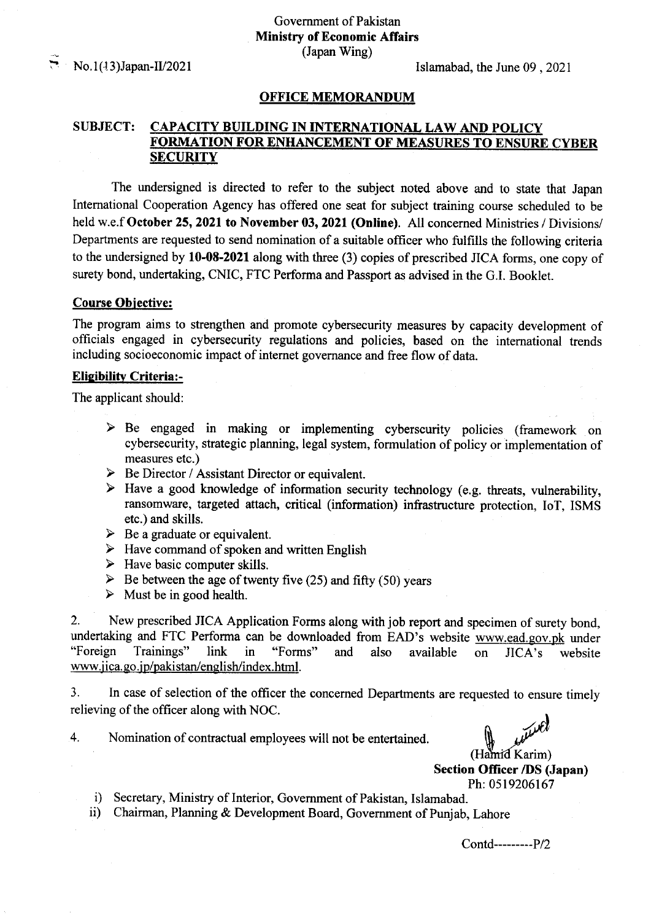Government of Pakistan
**Ministry of Economic Affairs**
(Japan Wing)

No.1(13)Japan-II/2021 Islamabad, the June 09 , 2021

**OFFICE MEMORANDUM**

**SUBJECT: CAPACITY BUILDING IN INTERNATIONAL LAW AND POLICY FORMATION FOR ENHANCEMENT OF MEASURES TO ENSURE CYBER SECURITY**

The undersigned is directed to refer to the subject noted above and to state that Japan International Cooperation Agency has offered one seat for subject training course scheduled to be held w.e.f **October 25, 2021 to November 03, 2021 (Online)**. All concerned Ministries / Divisions/ Departments are requested to send nomination of a suitable officer who fulfills the following criteria to the undersigned by **10-08-2021** along with three (3) copies of prescribed JICA forms, one copy of surety bond, undertaking, CNIC, FTC Performa and Passport as advised in the G.I. Booklet.

**Course Objective:**

The program aims to strengthen and promote cybersecurity measures by capacity development of officials engaged in cybersecurity regulations and policies, based on the international trends including socioeconomic impact of internet governance and free flow of data.

**Eligibility Criteria:-**

The applicant should:

- Be engaged in making or implementing cyberscurity policies (framework on cybersecurity, strategic planning, legal system, formulation of policy or implementation of measures etc.)
- Be Director / Assistant Director or equivalent.
- Have a good knowledge of information security technology (e.g. threats, vulnerability, ransomware, targeted attach, critical (information) infrastructure protection, IoT, ISMS etc.) and skills.
- Be a graduate or equivalent.
- Have command of spoken and written English
- Have basic computer skills.
- Be between the age of twenty five (25) and fifty (50) years
- Must be in good health.

2. New prescribed JICA Application Forms along with job report and specimen of surety bond, undertaking and FTC Performa can be downloaded from EAD's website www.ead.gov.pk under "Foreign Trainings" link in "Forms" and also available on JICA's website www.jica.go.jp/pakistan/english/index.html.

3. In case of selection of the officer the concerned Departments are requested to ensure timely relieving of the officer along with NOC.

4. Nomination of contractual employees will not be entertained.

(Hamid Karim)
**Section Officer /DS (Japan)**
Ph: 0519206167

i) Secretary, Ministry of Interior, Government of Pakistan, Islamabad.
ii) Chairman, Planning & Development Board, Government of Punjab, Lahore

Contd---------P/2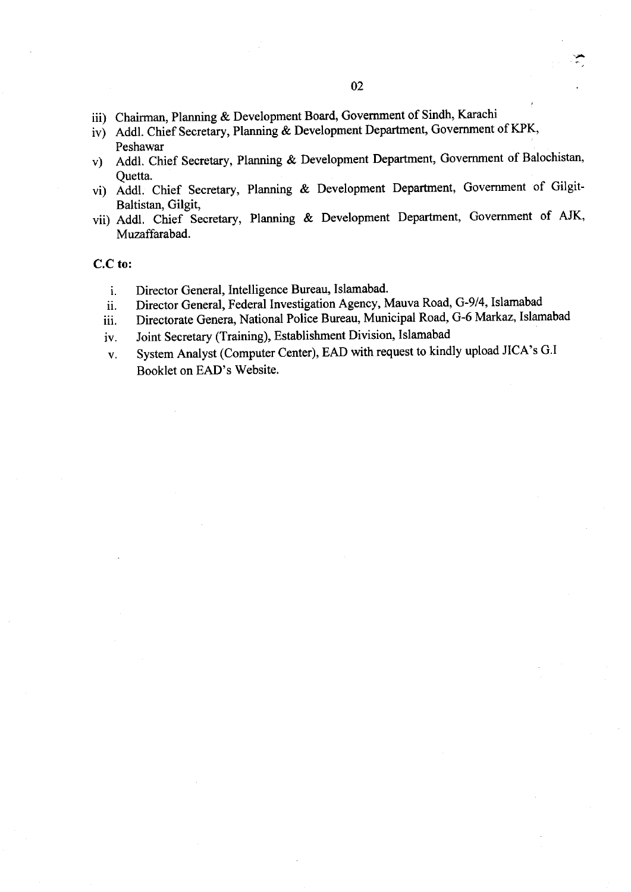iii) Chairman, Planning & Development Board, Government of Sindh, Karachi
iv) Addl. Chief Secretary, Planning & Development Department, Government of KPK, Peshawar
v) Addl. Chief Secretary, Planning & Development Department, Government of Balochistan, Quetta.
vi) Addl. Chief Secretary, Planning & Development Department, Government of Gilgit-Baltistan, Gilgit,
vii) Addl. Chief Secretary, Planning & Development Department, Government of AJK, Muzaffarabad.

**C.C to:**

i. Director General, Intelligence Bureau, Islamabad.
ii. Director General, Federal Investigation Agency, Mauva Road, G-9/4, Islamabad
iii. Directorate Genera, National Police Bureau, Municipal Road, G-6 Markaz, Islamabad
iv. Joint Secretary (Training), Establishment Division, Islamabad
v. System Analyst (Computer Center), EAD with request to kindly upload JICA's G.I Booklet on EAD's Website.